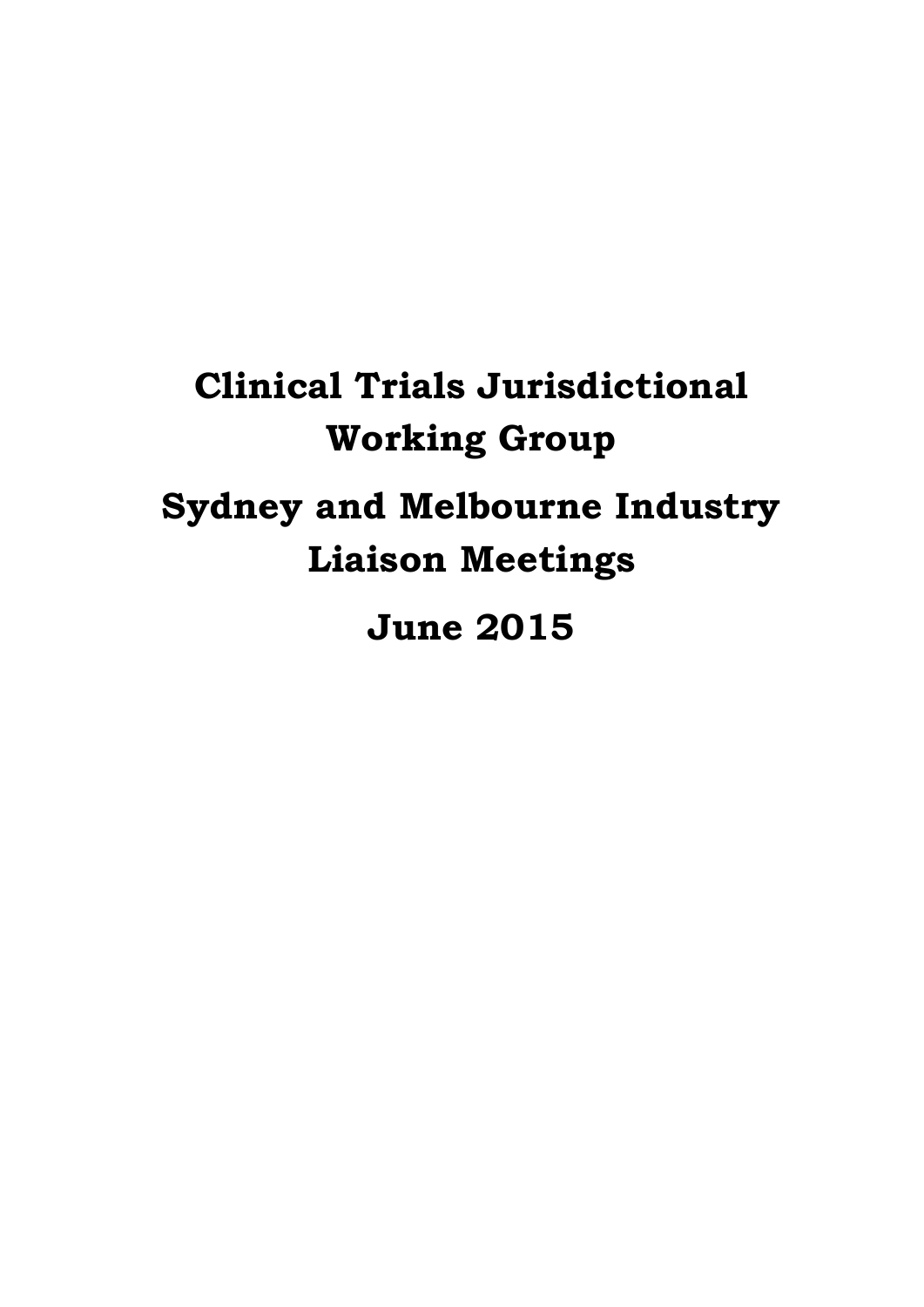# Clinical Trials Jurisdictional Working Group

# Sydney and Melbourne Industry Liaison Meetings

# June 2015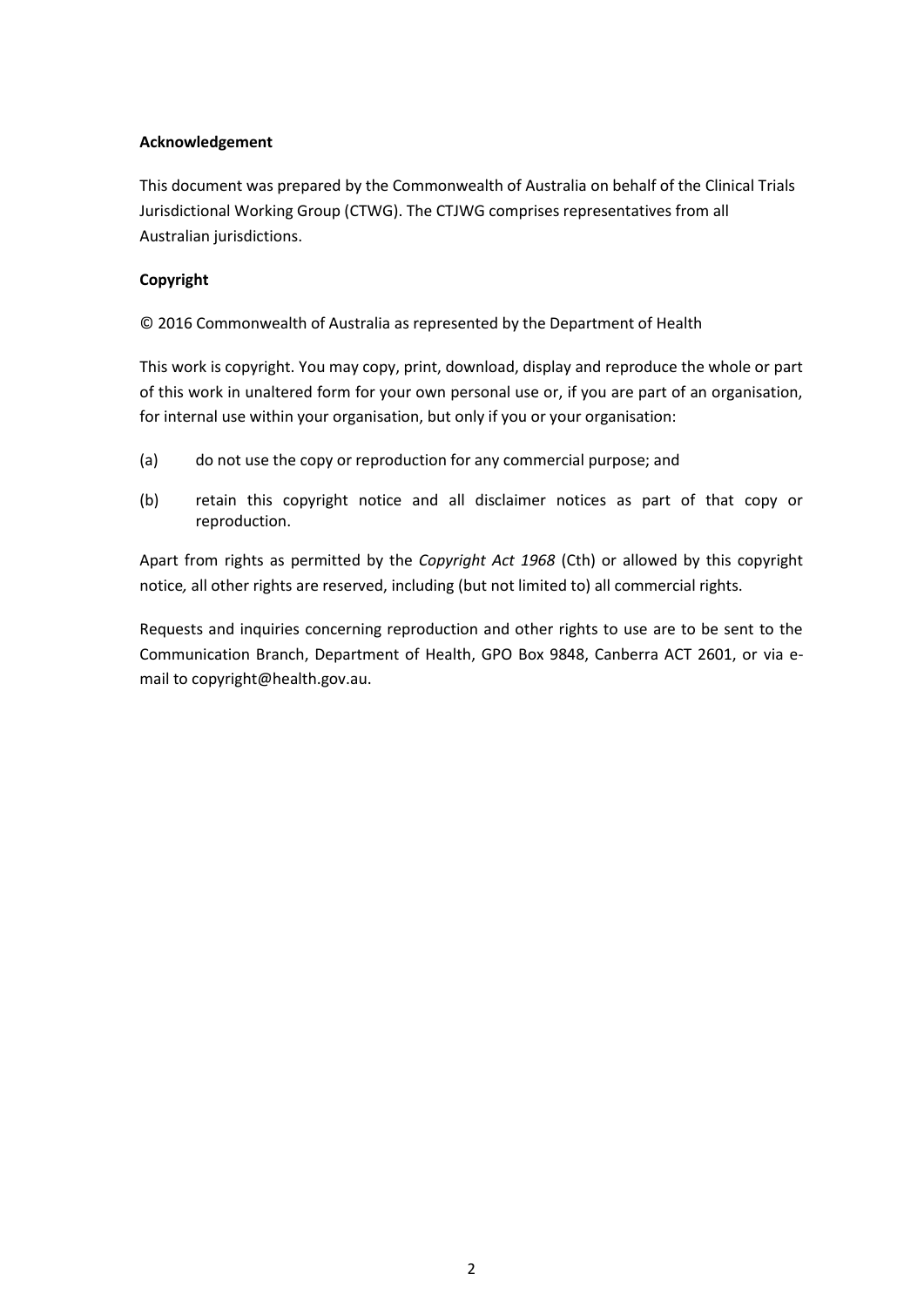**Acknowledgement**

This document was prepared by the Commonwealth of Australia on behalf of the Clinical Trials Jurisdictional Working Group (CTWG). The CTJWG comprises representatives from all Australian jurisdictions.

**Copyright**

© 2016 Commonwealth of Australia as represented by the Department of Health

This work is copyright. You may copy, print, download, display and reproduce the whole or part of this work in unaltered form for your own personal use or, if you are part of an organisation, for internal use within your organisation, but only if you or your organisation:

(a) do not use the copy or reproduction for any commercial purpose; and

(b) retain this copyright notice and all disclaimer notices as part of that copy or reproduction.

Apart from rights as permitted by the *Copyright Act 1968* (Cth) or allowed by this copyright notice, all other rights are reserved, including (but not limited to) all commercial rights.

Requests and inquiries concerning reproduction and other rights to use are to be sent to the Communication Branch, Department of Health, GPO Box 9848, Canberra ACT 2601, or via e-mail to copyright@health.gov.au.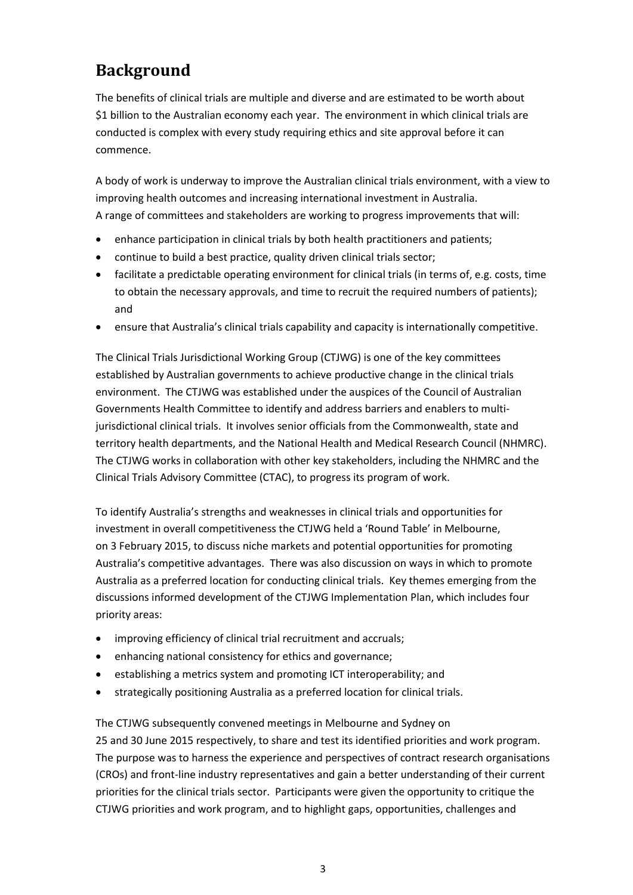# Background

The benefits of clinical trials are multiple and diverse and are estimated to be worth about $1 billion to the Australian economy each year. The environment in which clinical trials are conducted is complex with every study requiring ethics and site approval before it can commence.

A body of work is underway to improve the Australian clinical trials environment, with a view to improving health outcomes and increasing international investment in Australia. A range of committees and stakeholders are working to progress improvements that will:

- enhance participation in clinical trials by both health practitioners and patients;
- continue to build a best practice, quality driven clinical trials sector;
- facilitate a predictable operating environment for clinical trials (in terms of, e.g. costs, time to obtain the necessary approvals, and time to recruit the required numbers of patients); and
- ensure that Australia's clinical trials capability and capacity is internationally competitive.

The Clinical Trials Jurisdictional Working Group (CTJWG) is one of the key committees established by Australian governments to achieve productive change in the clinical trials environment. The CTJWG was established under the auspices of the Council of Australian Governments Health Committee to identify and address barriers and enablers to multi-jurisdictional clinical trials. It involves senior officials from the Commonwealth, state and territory health departments, and the National Health and Medical Research Council (NHMRC). The CTJWG works in collaboration with other key stakeholders, including the NHMRC and the Clinical Trials Advisory Committee (CTAC), to progress its program of work.

To identify Australia's strengths and weaknesses in clinical trials and opportunities for investment in overall competitiveness the CTJWG held a 'Round Table' in Melbourne, on 3 February 2015, to discuss niche markets and potential opportunities for promoting Australia's competitive advantages. There was also discussion on ways in which to promote Australia as a preferred location for conducting clinical trials. Key themes emerging from the discussions informed development of the CTJWG Implementation Plan, which includes four priority areas:

- improving efficiency of clinical trial recruitment and accruals;
- enhancing national consistency for ethics and governance;
- establishing a metrics system and promoting ICT interoperability; and
- strategically positioning Australia as a preferred location for clinical trials.

The CTJWG subsequently convened meetings in Melbourne and Sydney on 25 and 30 June 2015 respectively, to share and test its identified priorities and work program. The purpose was to harness the experience and perspectives of contract research organisations (CROs) and front-line industry representatives and gain a better understanding of their current priorities for the clinical trials sector. Participants were given the opportunity to critique the CTJWG priorities and work program, and to highlight gaps, opportunities, challenges and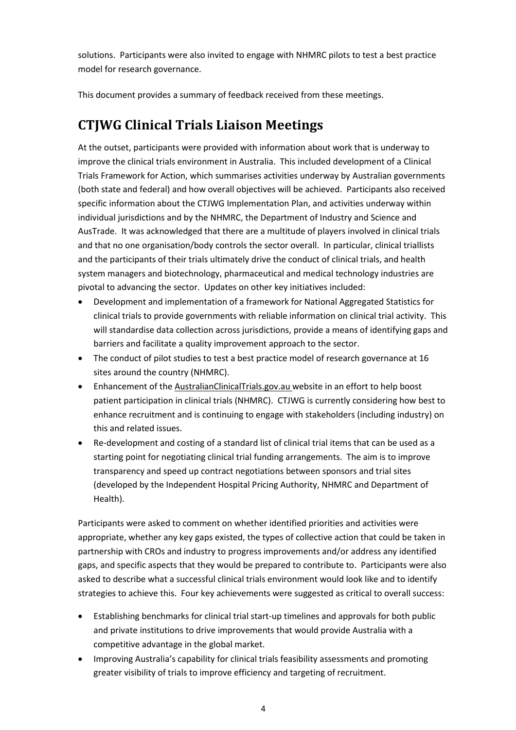solutions. Participants were also invited to engage with NHMRC pilots to test a best practice model for research governance.

This document provides a summary of feedback received from these meetings.

## CTJWG Clinical Trials Liaison Meetings

At the outset, participants were provided with information about work that is underway to improve the clinical trials environment in Australia. This included development of a Clinical Trials Framework for Action, which summarises activities underway by Australian governments (both state and federal) and how overall objectives will be achieved. Participants also received specific information about the CTJWG Implementation Plan, and activities underway within individual jurisdictions and by the NHMRC, the Department of Industry and Science and AusTrade. It was acknowledged that there are a multitude of players involved in clinical trials and that no one organisation/body controls the sector overall. In particular, clinical triallists and the participants of their trials ultimately drive the conduct of clinical trials, and health system managers and biotechnology, pharmaceutical and medical technology industries are pivotal to advancing the sector. Updates on other key initiatives included:

- Development and implementation of a framework for National Aggregated Statistics for clinical trials to provide governments with reliable information on clinical trial activity. This will standardise data collection across jurisdictions, provide a means of identifying gaps and barriers and facilitate a quality improvement approach to the sector.
- The conduct of pilot studies to test a best practice model of research governance at 16 sites around the country (NHMRC).
- Enhancement of the AustralianClinicalTrials.gov.au website in an effort to help boost patient participation in clinical trials (NHMRC). CTJWG is currently considering how best to enhance recruitment and is continuing to engage with stakeholders (including industry) on this and related issues.
- Re-development and costing of a standard list of clinical trial items that can be used as a starting point for negotiating clinical trial funding arrangements. The aim is to improve transparency and speed up contract negotiations between sponsors and trial sites (developed by the Independent Hospital Pricing Authority, NHMRC and Department of Health).

Participants were asked to comment on whether identified priorities and activities were appropriate, whether any key gaps existed, the types of collective action that could be taken in partnership with CROs and industry to progress improvements and/or address any identified gaps, and specific aspects that they would be prepared to contribute to. Participants were also asked to describe what a successful clinical trials environment would look like and to identify strategies to achieve this. Four key achievements were suggested as critical to overall success:

- Establishing benchmarks for clinical trial start-up timelines and approvals for both public and private institutions to drive improvements that would provide Australia with a competitive advantage in the global market.
- Improving Australia's capability for clinical trials feasibility assessments and promoting greater visibility of trials to improve efficiency and targeting of recruitment.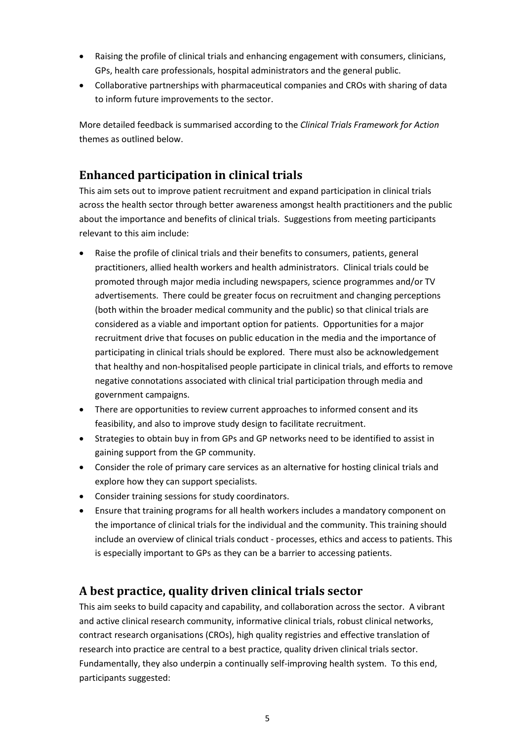- Raising the profile of clinical trials and enhancing engagement with consumers, clinicians, GPs, health care professionals, hospital administrators and the general public.
- Collaborative partnerships with pharmaceutical companies and CROs with sharing of data to inform future improvements to the sector.

More detailed feedback is summarised according to the *Clinical Trials Framework for Action* themes as outlined below.

## Enhanced participation in clinical trials

This aim sets out to improve patient recruitment and expand participation in clinical trials across the health sector through better awareness amongst health practitioners and the public about the importance and benefits of clinical trials. Suggestions from meeting participants relevant to this aim include:

- Raise the profile of clinical trials and their benefits to consumers, patients, general practitioners, allied health workers and health administrators. Clinical trials could be promoted through major media including newspapers, science programmes and/or TV advertisements. There could be greater focus on recruitment and changing perceptions (both within the broader medical community and the public) so that clinical trials are considered as a viable and important option for patients. Opportunities for a major recruitment drive that focuses on public education in the media and the importance of participating in clinical trials should be explored. There must also be acknowledgement that healthy and non-hospitalised people participate in clinical trials, and efforts to remove negative connotations associated with clinical trial participation through media and government campaigns.
- There are opportunities to review current approaches to informed consent and its feasibility, and also to improve study design to facilitate recruitment.
- Strategies to obtain buy in from GPs and GP networks need to be identified to assist in gaining support from the GP community.
- Consider the role of primary care services as an alternative for hosting clinical trials and explore how they can support specialists.
- Consider training sessions for study coordinators.
- Ensure that training programs for all health workers includes a mandatory component on the importance of clinical trials for the individual and the community. This training should include an overview of clinical trials conduct - processes, ethics and access to patients. This is especially important to GPs as they can be a barrier to accessing patients.

## A best practice, quality driven clinical trials sector

This aim seeks to build capacity and capability, and collaboration across the sector. A vibrant and active clinical research community, informative clinical trials, robust clinical networks, contract research organisations (CROs), high quality registries and effective translation of research into practice are central to a best practice, quality driven clinical trials sector. Fundamentally, they also underpin a continually self-improving health system. To this end, participants suggested: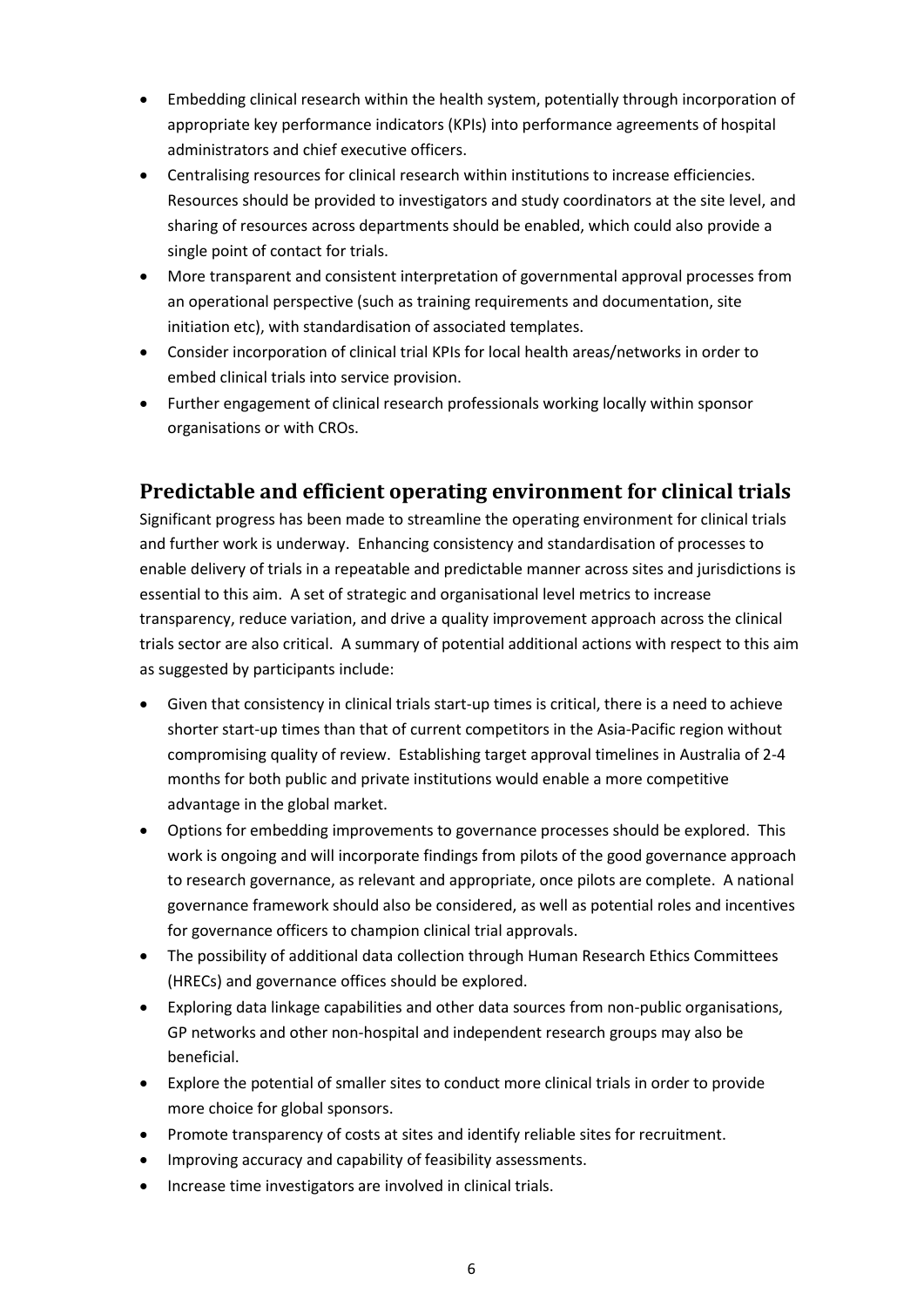- Embedding clinical research within the health system, potentially through incorporation of appropriate key performance indicators (KPIs) into performance agreements of hospital administrators and chief executive officers.
- Centralising resources for clinical research within institutions to increase efficiencies. Resources should be provided to investigators and study coordinators at the site level, and sharing of resources across departments should be enabled, which could also provide a single point of contact for trials.
- More transparent and consistent interpretation of governmental approval processes from an operational perspective (such as training requirements and documentation, site initiation etc), with standardisation of associated templates.
- Consider incorporation of clinical trial KPIs for local health areas/networks in order to embed clinical trials into service provision.
- Further engagement of clinical research professionals working locally within sponsor organisations or with CROs.

## Predictable and efficient operating environment for clinical trials

Significant progress has been made to streamline the operating environment for clinical trials and further work is underway. Enhancing consistency and standardisation of processes to enable delivery of trials in a repeatable and predictable manner across sites and jurisdictions is essential to this aim. A set of strategic and organisational level metrics to increase transparency, reduce variation, and drive a quality improvement approach across the clinical trials sector are also critical. A summary of potential additional actions with respect to this aim as suggested by participants include:

- Given that consistency in clinical trials start-up times is critical, there is a need to achieve shorter start-up times than that of current competitors in the Asia-Pacific region without compromising quality of review. Establishing target approval timelines in Australia of 2-4 months for both public and private institutions would enable a more competitive advantage in the global market.
- Options for embedding improvements to governance processes should be explored. This work is ongoing and will incorporate findings from pilots of the good governance approach to research governance, as relevant and appropriate, once pilots are complete. A national governance framework should also be considered, as well as potential roles and incentives for governance officers to champion clinical trial approvals.
- The possibility of additional data collection through Human Research Ethics Committees (HRECs) and governance offices should be explored.
- Exploring data linkage capabilities and other data sources from non-public organisations, GP networks and other non-hospital and independent research groups may also be beneficial.
- Explore the potential of smaller sites to conduct more clinical trials in order to provide more choice for global sponsors.
- Promote transparency of costs at sites and identify reliable sites for recruitment.
- Improving accuracy and capability of feasibility assessments.
- Increase time investigators are involved in clinical trials.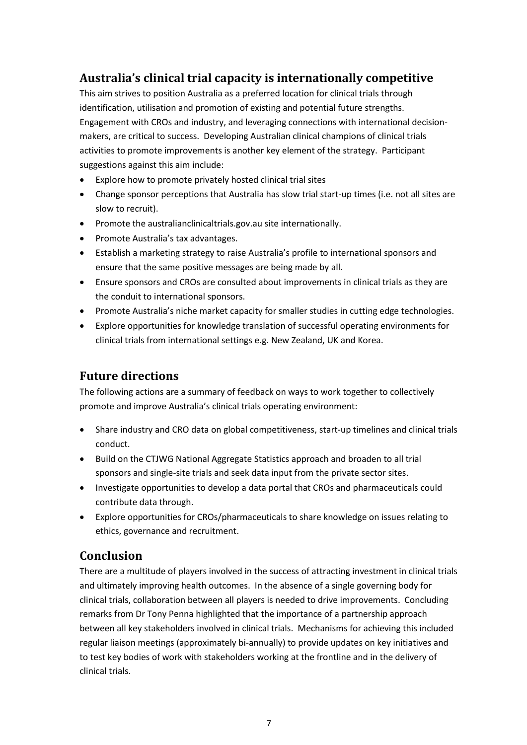## Australia's clinical trial capacity is internationally competitive

This aim strives to position Australia as a preferred location for clinical trials through identification, utilisation and promotion of existing and potential future strengths. Engagement with CROs and industry, and leveraging connections with international decision-makers, are critical to success. Developing Australian clinical champions of clinical trials activities to promote improvements is another key element of the strategy. Participant suggestions against this aim include:

- Explore how to promote privately hosted clinical trial sites
- Change sponsor perceptions that Australia has slow trial start-up times (i.e. not all sites are slow to recruit).
- Promote the australianclinicaltrials.gov.au site internationally.
- Promote Australia's tax advantages.
- Establish a marketing strategy to raise Australia's profile to international sponsors and ensure that the same positive messages are being made by all.
- Ensure sponsors and CROs are consulted about improvements in clinical trials as they are the conduit to international sponsors.
- Promote Australia's niche market capacity for smaller studies in cutting edge technologies.
- Explore opportunities for knowledge translation of successful operating environments for clinical trials from international settings e.g. New Zealand, UK and Korea.

## Future directions

The following actions are a summary of feedback on ways to work together to collectively promote and improve Australia's clinical trials operating environment:

- Share industry and CRO data on global competitiveness, start-up timelines and clinical trials conduct.
- Build on the CTJWG National Aggregate Statistics approach and broaden to all trial sponsors and single-site trials and seek data input from the private sector sites.
- Investigate opportunities to develop a data portal that CROs and pharmaceuticals could contribute data through.
- Explore opportunities for CROs/pharmaceuticals to share knowledge on issues relating to ethics, governance and recruitment.

## Conclusion

There are a multitude of players involved in the success of attracting investment in clinical trials and ultimately improving health outcomes. In the absence of a single governing body for clinical trials, collaboration between all players is needed to drive improvements. Concluding remarks from Dr Tony Penna highlighted that the importance of a partnership approach between all key stakeholders involved in clinical trials. Mechanisms for achieving this included regular liaison meetings (approximately bi-annually) to provide updates on key initiatives and to test key bodies of work with stakeholders working at the frontline and in the delivery of clinical trials.